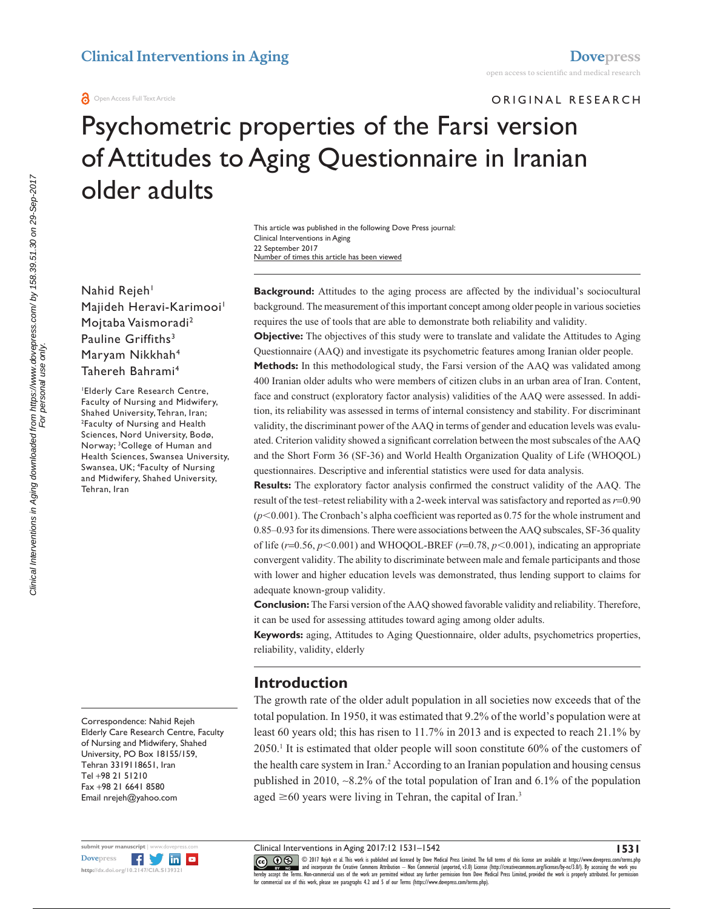ORIGINAL RESEARCH

# Psychometric properties of the Farsi version of Attitudes to Aging Questionnaire in Iranian older adults

This article was published in the following Dove Press journal:
Clinical Interventions in Aging
22 September 2017
Number of times this article has been viewed

Nahid Rejeh[1]
Majideh Heravi-Karimooi[1]
Mojtaba Vaismoradi[2]
Pauline Griffiths[3]
Maryam Nikkhah[4]
Tahereh Bahrami[4]

[1]Elderly Care Research Centre, Faculty of Nursing and Midwifery, Shahed University, Tehran, Iran; [2]Faculty of Nursing and Health Sciences, Nord University, Bodø, Norway; [3]College of Human and Health Sciences, Swansea University, Swansea, UK; [4]Faculty of Nursing and Midwifery, Shahed University, Tehran, Iran

Correspondence: Nahid Rejeh
Elderly Care Research Centre, Faculty of Nursing and Midwifery, Shahed University, PO Box 18155/159, Tehran 3319118651, Iran
Tel +98 21 51210
Fax +98 21 6641 8580
Email nrejeh@yahoo.com

**Background:** Attitudes to the aging process are affected by the individual's sociocultural background. The measurement of this important concept among older people in various societies requires the use of tools that are able to demonstrate both reliability and validity.

**Objective:** The objectives of this study were to translate and validate the Attitudes to Aging Questionnaire (AAQ) and investigate its psychometric features among Iranian older people.

**Methods:** In this methodological study, the Farsi version of the AAQ was validated among 400 Iranian older adults who were members of citizen clubs in an urban area of Iran. Content, face and construct (exploratory factor analysis) validities of the AAQ were assessed. In addition, its reliability was assessed in terms of internal consistency and stability. For discriminant validity, the discriminant power of the AAQ in terms of gender and education levels was evaluated. Criterion validity showed a significant correlation between the most subscales of the AAQ and the Short Form 36 (SF-36) and World Health Organization Quality of Life (WHOQOL) questionnaires. Descriptive and inferential statistics were used for data analysis.

**Results:** The exploratory factor analysis confirmed the construct validity of the AAQ. The result of the test–retest reliability with a 2-week interval was satisfactory and reported as $r$=0.90 ($p$<0.001). The Cronbach's alpha coefficient was reported as 0.75 for the whole instrument and 0.85–0.93 for its dimensions. There were associations between the AAQ subscales, SF-36 quality of life ($r$=0.56, $p$<0.001) and WHOQOL-BREF ($r$=0.78, $p$<0.001), indicating an appropriate convergent validity. The ability to discriminate between male and female participants and those with lower and higher education levels was demonstrated, thus lending support to claims for adequate known-group validity.

**Conclusion:** The Farsi version of the AAQ showed favorable validity and reliability. Therefore, it can be used for assessing attitudes toward aging among older adults.

**Keywords:** aging, Attitudes to Aging Questionnaire, older adults, psychometrics properties, reliability, validity, elderly

## Introduction

The growth rate of the older adult population in all societies now exceeds that of the total population. In 1950, it was estimated that 9.2% of the world's population were at least 60 years old; this has risen to 11.7% in 2013 and is expected to reach 21.1% by 2050.[1] It is estimated that older people will soon constitute 60% of the customers of the health care system in Iran.[2] According to an Iranian population and housing census published in 2010, ~8.2% of the total population of Iran and 6.1% of the population aged ≥60 years were living in Tehran, the capital of Iran.[3]

© 2017 Rejeh et al. This work is published and licensed by Dove Medical Press Limited. The full terms of this license are available at https://www.dovepress.com/terms.php and incorporate the Creative Commons Attribution – Non Commercial (unported, v3.0) License (http://creativecommons.org/licenses/by-nc/3.0/). By accessing the work you hereby accept the Terms. Non-commercial uses of the work are permitted without any further permission from Dove Medical Press Limited, provided the work is properly attributed. For permission for commercial use of this work, please see paragraphs 4.2 and 5 of our Terms (https://www.dovepress.com/terms.php).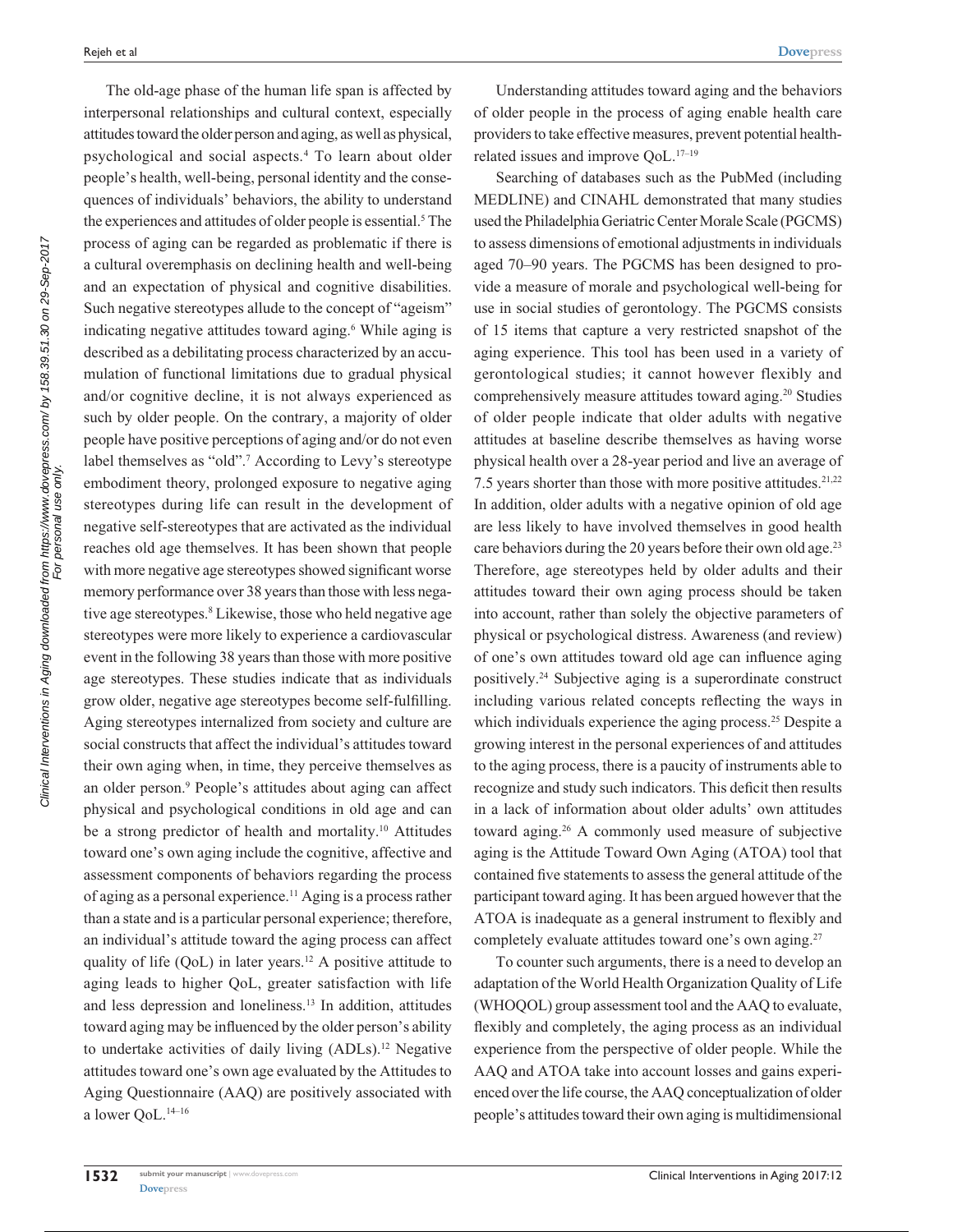The old-age phase of the human life span is affected by interpersonal relationships and cultural context, especially attitudes toward the older person and aging, as well as physical, psychological and social aspects.[4] To learn about older people's health, well-being, personal identity and the consequences of individuals' behaviors, the ability to understand the experiences and attitudes of older people is essential.[5] The process of aging can be regarded as problematic if there is a cultural overemphasis on declining health and well-being and an expectation of physical and cognitive disabilities. Such negative stereotypes allude to the concept of "ageism" indicating negative attitudes toward aging.[6] While aging is described as a debilitating process characterized by an accumulation of functional limitations due to gradual physical and/or cognitive decline, it is not always experienced as such by older people. On the contrary, a majority of older people have positive perceptions of aging and/or do not even label themselves as "old".[7] According to Levy's stereotype embodiment theory, prolonged exposure to negative aging stereotypes during life can result in the development of negative self-stereotypes that are activated as the individual reaches old age themselves. It has been shown that people with more negative age stereotypes showed significant worse memory performance over 38 years than those with less negative age stereotypes.[8] Likewise, those who held negative age stereotypes were more likely to experience a cardiovascular event in the following 38 years than those with more positive age stereotypes. These studies indicate that as individuals grow older, negative age stereotypes become self-fulfilling. Aging stereotypes internalized from society and culture are social constructs that affect the individual's attitudes toward their own aging when, in time, they perceive themselves as an older person.[9] People's attitudes about aging can affect physical and psychological conditions in old age and can be a strong predictor of health and mortality.[10] Attitudes toward one's own aging include the cognitive, affective and assessment components of behaviors regarding the process of aging as a personal experience.[11] Aging is a process rather than a state and is a particular personal experience; therefore, an individual's attitude toward the aging process can affect quality of life (QoL) in later years.[12] A positive attitude to aging leads to higher QoL, greater satisfaction with life and less depression and loneliness.[13] In addition, attitudes toward aging may be influenced by the older person's ability to undertake activities of daily living (ADLs).[12] Negative attitudes toward one's own age evaluated by the Attitudes to Aging Questionnaire (AAQ) are positively associated with a lower QoL.[14–16]

Understanding attitudes toward aging and the behaviors of older people in the process of aging enable health care providers to take effective measures, prevent potential health-related issues and improve QoL.[17–19]

Searching of databases such as the PubMed (including MEDLINE) and CINAHL demonstrated that many studies used the Philadelphia Geriatric Center Morale Scale (PGCMS) to assess dimensions of emotional adjustments in individuals aged 70–90 years. The PGCMS has been designed to provide a measure of morale and psychological well-being for use in social studies of gerontology. The PGCMS consists of 15 items that capture a very restricted snapshot of the aging experience. This tool has been used in a variety of gerontological studies; it cannot however flexibly and comprehensively measure attitudes toward aging.[20] Studies of older people indicate that older adults with negative attitudes at baseline describe themselves as having worse physical health over a 28-year period and live an average of 7.5 years shorter than those with more positive attitudes.[21,22] In addition, older adults with a negative opinion of old age are less likely to have involved themselves in good health care behaviors during the 20 years before their own old age.[23] Therefore, age stereotypes held by older adults and their attitudes toward their own aging process should be taken into account, rather than solely the objective parameters of physical or psychological distress. Awareness (and review) of one's own attitudes toward old age can influence aging positively.[24] Subjective aging is a superordinate construct including various related concepts reflecting the ways in which individuals experience the aging process.[25] Despite a growing interest in the personal experiences of and attitudes to the aging process, there is a paucity of instruments able to recognize and study such indicators. This deficit then results in a lack of information about older adults' own attitudes toward aging.[26] A commonly used measure of subjective aging is the Attitude Toward Own Aging (ATOA) tool that contained five statements to assess the general attitude of the participant toward aging. It has been argued however that the ATOA is inadequate as a general instrument to flexibly and completely evaluate attitudes toward one's own aging.[27]

To counter such arguments, there is a need to develop an adaptation of the World Health Organization Quality of Life (WHOQOL) group assessment tool and the AAQ to evaluate, flexibly and completely, the aging process as an individual experience from the perspective of older people. While the AAQ and ATOA take into account losses and gains experienced over the life course, the AAQ conceptualization of older people's attitudes toward their own aging is multidimensional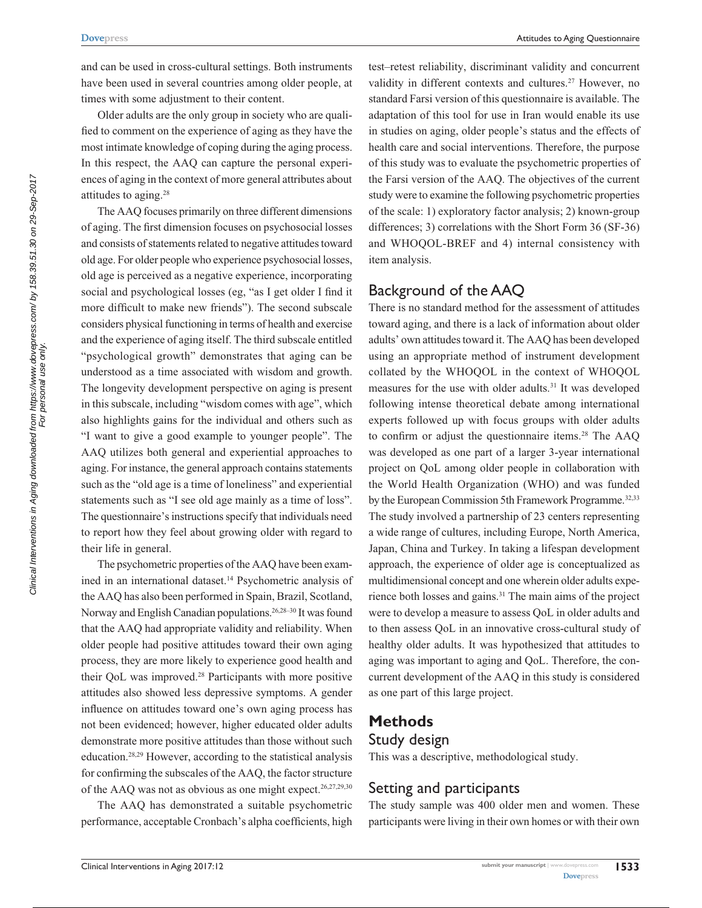and can be used in cross-cultural settings. Both instruments have been used in several countries among older people, at times with some adjustment to their content.

Older adults are the only group in society who are qualified to comment on the experience of aging as they have the most intimate knowledge of coping during the aging process. In this respect, the AAQ can capture the personal experiences of aging in the context of more general attributes about attitudes to aging.[28]

The AAQ focuses primarily on three different dimensions of aging. The first dimension focuses on psychosocial losses and consists of statements related to negative attitudes toward old age. For older people who experience psychosocial losses, old age is perceived as a negative experience, incorporating social and psychological losses (eg, "as I get older I find it more difficult to make new friends"). The second subscale considers physical functioning in terms of health and exercise and the experience of aging itself. The third subscale entitled "psychological growth" demonstrates that aging can be understood as a time associated with wisdom and growth. The longevity development perspective on aging is present in this subscale, including "wisdom comes with age", which also highlights gains for the individual and others such as "I want to give a good example to younger people". The AAQ utilizes both general and experiential approaches to aging. For instance, the general approach contains statements such as the "old age is a time of loneliness" and experiential statements such as "I see old age mainly as a time of loss". The questionnaire's instructions specify that individuals need to report how they feel about growing older with regard to their life in general.

The psychometric properties of the AAQ have been examined in an international dataset.[14] Psychometric analysis of the AAQ has also been performed in Spain, Brazil, Scotland, Norway and English Canadian populations.[26,28–30] It was found that the AAQ had appropriate validity and reliability. When older people had positive attitudes toward their own aging process, they are more likely to experience good health and their QoL was improved.[28] Participants with more positive attitudes also showed less depressive symptoms. A gender influence on attitudes toward one's own aging process has not been evidenced; however, higher educated older adults demonstrate more positive attitudes than those without such education.[28,29] However, according to the statistical analysis for confirming the subscales of the AAQ, the factor structure of the AAQ was not as obvious as one might expect.[26,27,29,30]

The AAQ has demonstrated a suitable psychometric performance, acceptable Cronbach's alpha coefficients, high test–retest reliability, discriminant validity and concurrent validity in different contexts and cultures.[27] However, no standard Farsi version of this questionnaire is available. The adaptation of this tool for use in Iran would enable its use in studies on aging, older people's status and the effects of health care and social interventions. Therefore, the purpose of this study was to evaluate the psychometric properties of the Farsi version of the AAQ. The objectives of the current study were to examine the following psychometric properties of the scale: 1) exploratory factor analysis; 2) known-group differences; 3) correlations with the Short Form 36 (SF-36) and WHOQOL-BREF and 4) internal consistency with item analysis.

## Background of the AAQ

There is no standard method for the assessment of attitudes toward aging, and there is a lack of information about older adults' own attitudes toward it. The AAQ has been developed using an appropriate method of instrument development collated by the WHOQOL in the context of WHOQOL measures for the use with older adults.[31] It was developed following intense theoretical debate among international experts followed up with focus groups with older adults to confirm or adjust the questionnaire items.[28] The AAQ was developed as one part of a larger 3-year international project on QoL among older people in collaboration with the World Health Organization (WHO) and was funded by the European Commission 5th Framework Programme.[32,33] The study involved a partnership of 23 centers representing a wide range of cultures, including Europe, North America, Japan, China and Turkey. In taking a lifespan development approach, the experience of older age is conceptualized as multidimensional concept and one wherein older adults experience both losses and gains.[31] The main aims of the project were to develop a measure to assess QoL in older adults and to then assess QoL in an innovative cross-cultural study of healthy older adults. It was hypothesized that attitudes to aging was important to aging and QoL. Therefore, the concurrent development of the AAQ in this study is considered as one part of this large project.

# Methods

## Study design

This was a descriptive, methodological study.

## Setting and participants

The study sample was 400 older men and women. These participants were living in their own homes or with their own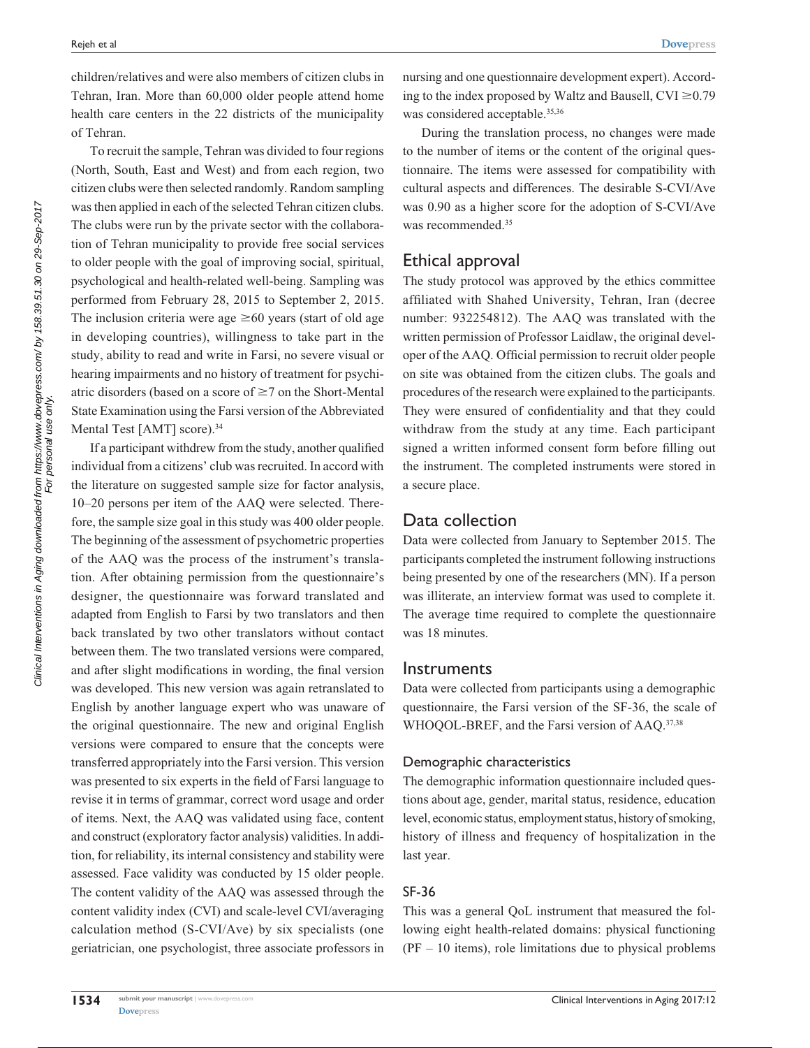children/relatives and were also members of citizen clubs in Tehran, Iran. More than 60,000 older people attend home health care centers in the 22 districts of the municipality of Tehran.

To recruit the sample, Tehran was divided to four regions (North, South, East and West) and from each region, two citizen clubs were then selected randomly. Random sampling was then applied in each of the selected Tehran citizen clubs. The clubs were run by the private sector with the collaboration of Tehran municipality to provide free social services to older people with the goal of improving social, spiritual, psychological and health-related well-being. Sampling was performed from February 28, 2015 to September 2, 2015. The inclusion criteria were age ≥60 years (start of old age in developing countries), willingness to take part in the study, ability to read and write in Farsi, no severe visual or hearing impairments and no history of treatment for psychiatric disorders (based on a score of ≥7 on the Short-Mental State Examination using the Farsi version of the Abbreviated Mental Test [AMT] score).[34]

If a participant withdrew from the study, another qualified individual from a citizens' club was recruited. In accord with the literature on suggested sample size for factor analysis, 10–20 persons per item of the AAQ were selected. Therefore, the sample size goal in this study was 400 older people. The beginning of the assessment of psychometric properties of the AAQ was the process of the instrument's translation. After obtaining permission from the questionnaire's designer, the questionnaire was forward translated and adapted from English to Farsi by two translators and then back translated by two other translators without contact between them. The two translated versions were compared, and after slight modifications in wording, the final version was developed. This new version was again retranslated to English by another language expert who was unaware of the original questionnaire. The new and original English versions were compared to ensure that the concepts were transferred appropriately into the Farsi version. This version was presented to six experts in the field of Farsi language to revise it in terms of grammar, correct word usage and order of items. Next, the AAQ was validated using face, content and construct (exploratory factor analysis) validities. In addition, for reliability, its internal consistency and stability were assessed. Face validity was conducted by 15 older people. The content validity of the AAQ was assessed through the content validity index (CVI) and scale-level CVI/averaging calculation method (S-CVI/Ave) by six specialists (one geriatrician, one psychologist, three associate professors in nursing and one questionnaire development expert). According to the index proposed by Waltz and Bausell, CVI ≥0.79 was considered acceptable.[35,36]

During the translation process, no changes were made to the number of items or the content of the original questionnaire. The items were assessed for compatibility with cultural aspects and differences. The desirable S-CVI/Ave was 0.90 as a higher score for the adoption of S-CVI/Ave was recommended.[35]

## Ethical approval

The study protocol was approved by the ethics committee affiliated with Shahed University, Tehran, Iran (decree number: 932254812). The AAQ was translated with the written permission of Professor Laidlaw, the original developer of the AAQ. Official permission to recruit older people on site was obtained from the citizen clubs. The goals and procedures of the research were explained to the participants. They were ensured of confidentiality and that they could withdraw from the study at any time. Each participant signed a written informed consent form before filling out the instrument. The completed instruments were stored in a secure place.

## Data collection

Data were collected from January to September 2015. The participants completed the instrument following instructions being presented by one of the researchers (MN). If a person was illiterate, an interview format was used to complete it. The average time required to complete the questionnaire was 18 minutes.

## Instruments

Data were collected from participants using a demographic questionnaire, the Farsi version of the SF-36, the scale of WHOQOL-BREF, and the Farsi version of AAQ.[37,38]

### Demographic characteristics

The demographic information questionnaire included questions about age, gender, marital status, residence, education level, economic status, employment status, history of smoking, history of illness and frequency of hospitalization in the last year.

### SF-36

This was a general QoL instrument that measured the following eight health-related domains: physical functioning (PF – 10 items), role limitations due to physical problems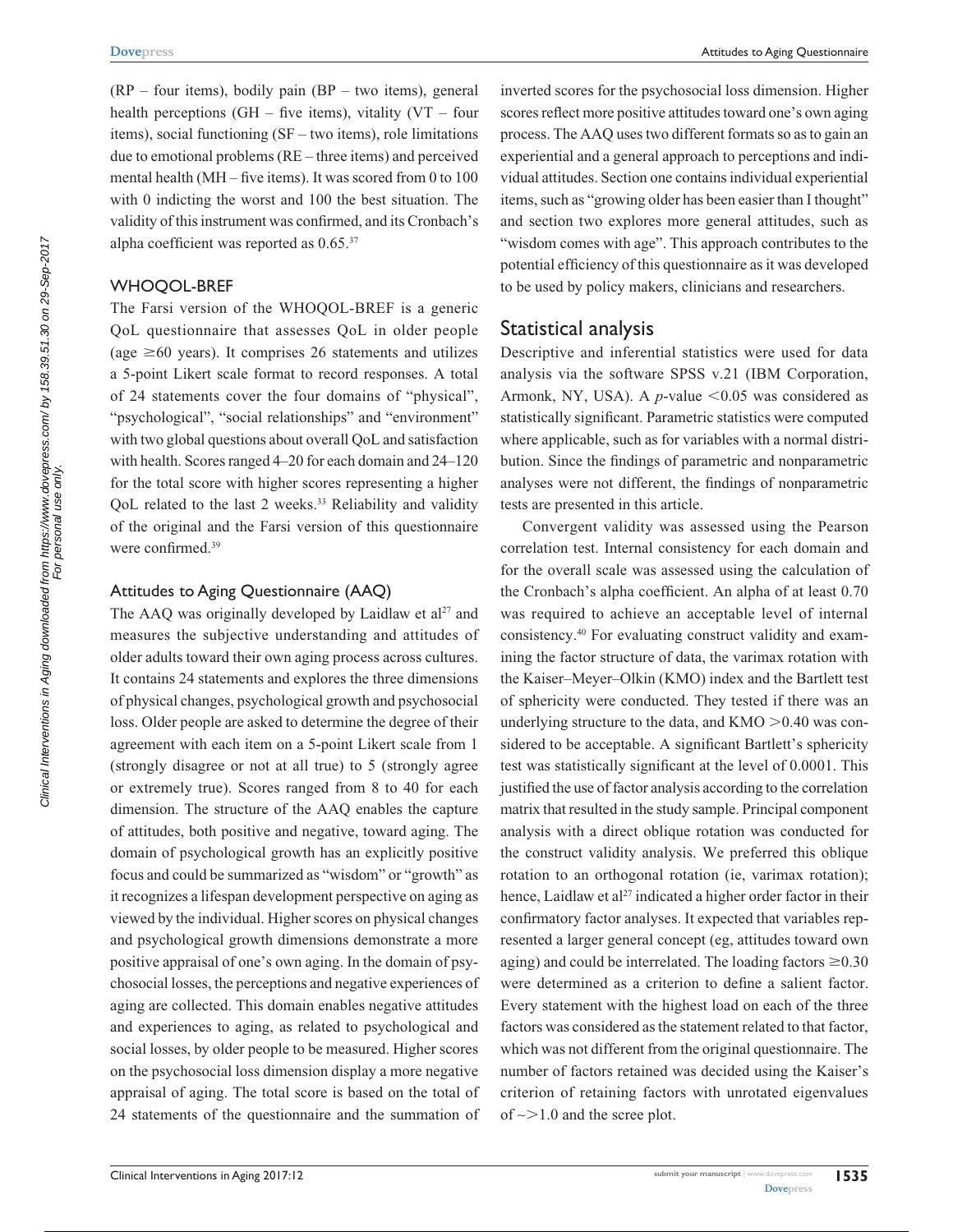(RP – four items), bodily pain (BP – two items), general health perceptions (GH – five items), vitality (VT – four items), social functioning (SF – two items), role limitations due to emotional problems (RE – three items) and perceived mental health (MH – five items). It was scored from 0 to 100 with 0 indicting the worst and 100 the best situation. The validity of this instrument was confirmed, and its Cronbach's alpha coefficient was reported as 0.65.[37]

### WHOQOL-BREF

The Farsi version of the WHOQOL-BREF is a generic QoL questionnaire that assesses QoL in older people (age $\geq$60 years). It comprises 26 statements and utilizes a 5-point Likert scale format to record responses. A total of 24 statements cover the four domains of "physical", "psychological", "social relationships" and "environment" with two global questions about overall QoL and satisfaction with health. Scores ranged 4–20 for each domain and 24–120 for the total score with higher scores representing a higher QoL related to the last 2 weeks.[33] Reliability and validity of the original and the Farsi version of this questionnaire were confirmed.[39]

### Attitudes to Aging Questionnaire (AAQ)

The AAQ was originally developed by Laidlaw et al[27] and measures the subjective understanding and attitudes of older adults toward their own aging process across cultures. It contains 24 statements and explores the three dimensions of physical changes, psychological growth and psychosocial loss. Older people are asked to determine the degree of their agreement with each item on a 5-point Likert scale from 1 (strongly disagree or not at all true) to 5 (strongly agree or extremely true). Scores ranged from 8 to 40 for each dimension. The structure of the AAQ enables the capture of attitudes, both positive and negative, toward aging. The domain of psychological growth has an explicitly positive focus and could be summarized as "wisdom" or "growth" as it recognizes a lifespan development perspective on aging as viewed by the individual. Higher scores on physical changes and psychological growth dimensions demonstrate a more positive appraisal of one's own aging. In the domain of psychosocial losses, the perceptions and negative experiences of aging are collected. This domain enables negative attitudes and experiences to aging, as related to psychological and social losses, by older people to be measured. Higher scores on the psychosocial loss dimension display a more negative appraisal of aging. The total score is based on the total of 24 statements of the questionnaire and the summation of inverted scores for the psychosocial loss dimension. Higher scores reflect more positive attitudes toward one's own aging process. The AAQ uses two different formats so as to gain an experiential and a general approach to perceptions and individual attitudes. Section one contains individual experiential items, such as "growing older has been easier than I thought" and section two explores more general attitudes, such as "wisdom comes with age". This approach contributes to the potential efficiency of this questionnaire as it was developed to be used by policy makers, clinicians and researchers.

## Statistical analysis

Descriptive and inferential statistics were used for data analysis via the software SPSS v.21 (IBM Corporation, Armonk, NY, USA). A $p$-value $<0.05$ was considered as statistically significant. Parametric statistics were computed where applicable, such as for variables with a normal distribution. Since the findings of parametric and nonparametric analyses were not different, the findings of nonparametric tests are presented in this article.

Convergent validity was assessed using the Pearson correlation test. Internal consistency for each domain and for the overall scale was assessed using the calculation of the Cronbach's alpha coefficient. An alpha of at least 0.70 was required to achieve an acceptable level of internal consistency.[40] For evaluating construct validity and examining the factor structure of data, the varimax rotation with the Kaiser–Meyer–Olkin (KMO) index and the Bartlett test of sphericity were conducted. They tested if there was an underlying structure to the data, and KMO $>$0.40 was considered to be acceptable. A significant Bartlett's sphericity test was statistically significant at the level of 0.0001. This justified the use of factor analysis according to the correlation matrix that resulted in the study sample. Principal component analysis with a direct oblique rotation was conducted for the construct validity analysis. We preferred this oblique rotation to an orthogonal rotation (ie, varimax rotation); hence, Laidlaw et al[27] indicated a higher order factor in their confirmatory factor analyses. It expected that variables represented a larger general concept (eg, attitudes toward own aging) and could be interrelated. The loading factors $\geq$0.30 were determined as a criterion to define a salient factor. Every statement with the highest load on each of the three factors was considered as the statement related to that factor, which was not different from the original questionnaire. The number of factors retained was decided using the Kaiser's criterion of retaining factors with unrotated eigenvalues of ~>1.0 and the scree plot.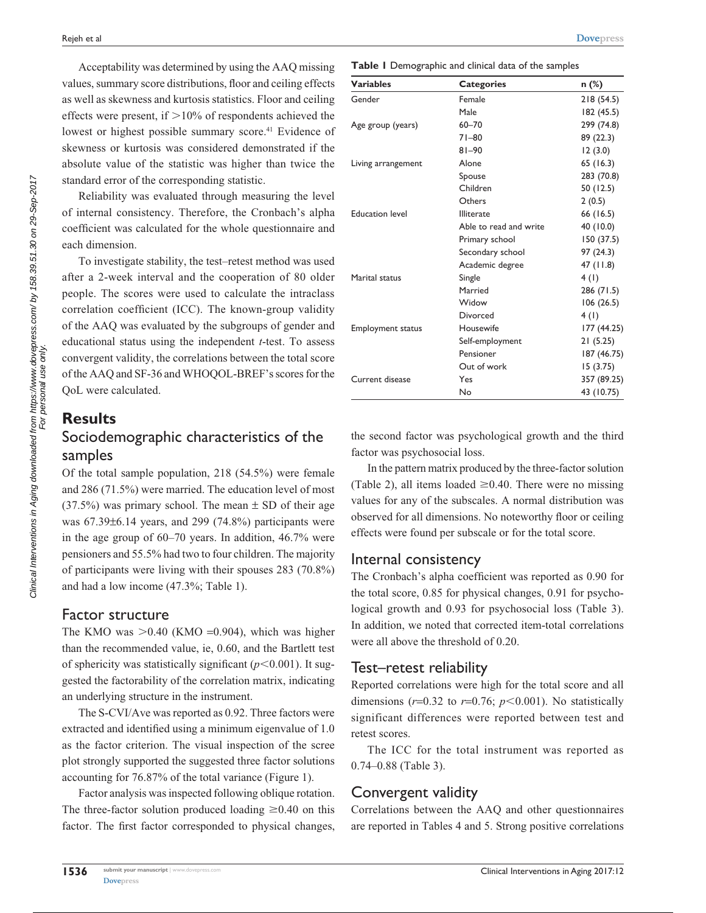Acceptability was determined by using the AAQ missing values, summary score distributions, floor and ceiling effects as well as skewness and kurtosis statistics. Floor and ceiling effects were present, if >10% of respondents achieved the lowest or highest possible summary score.[41] Evidence of skewness or kurtosis was considered demonstrated if the absolute value of the statistic was higher than twice the standard error of the corresponding statistic.

Reliability was evaluated through measuring the level of internal consistency. Therefore, the Cronbach's alpha coefficient was calculated for the whole questionnaire and each dimension.

To investigate stability, the test–retest method was used after a 2-week interval and the cooperation of 80 older people. The scores were used to calculate the intraclass correlation coefficient (ICC). The known-group validity of the AAQ was evaluated by the subgroups of gender and educational status using the independent *t*-test. To assess convergent validity, the correlations between the total score of the AAQ and SF-36 and WHOQOL-BREF's scores for the QoL were calculated.

## Results

### Sociodemographic characteristics of the samples

Of the total sample population, 218 (54.5%) were female and 286 (71.5%) were married. The education level of most (37.5%) was primary school. The mean ± SD of their age was 67.39±6.14 years, and 299 (74.8%) participants were in the age group of 60–70 years. In addition, 46.7% were pensioners and 55.5% had two to four children. The majority of participants were living with their spouses 283 (70.8%) and had a low income (47.3%; Table 1).

**Table 1** Demographic and clinical data of the samples

| Variables | Categories | n (%) |
|---|---|---|
| Gender | Female | 218 (54.5) |
| | Male | 182 (45.5) |
| Age group (years) | 60–70 | 299 (74.8) |
| | 71–80 | 89 (22.3) |
| | 81–90 | 12 (3.0) |
| Living arrangement | Alone | 65 (16.3) |
| | Spouse | 283 (70.8) |
| | Children | 50 (12.5) |
| | Others | 2 (0.5) |
| Education level | Illiterate | 66 (16.5) |
| | Able to read and write | 40 (10.0) |
| | Primary school | 150 (37.5) |
| | Secondary school | 97 (24.3) |
| | Academic degree | 47 (11.8) |
| Marital status | Single | 4 (1) |
| | Married | 286 (71.5) |
| | Widow | 106 (26.5) |
| | Divorced | 4 (1) |
| Employment status | Housewife | 177 (44.25) |
| | Self-employment | 21 (5.25) |
| | Pensioner | 187 (46.75) |
| | Out of work | 15 (3.75) |
| Current disease | Yes | 357 (89.25) |
| | No | 43 (10.75) |

### Factor structure

The KMO was >0.40 (KMO =0.904), which was higher than the recommended value, ie, 0.60, and the Bartlett test of sphericity was statistically significant ($p<0.001$). It suggested the factorability of the correlation matrix, indicating an underlying structure in the instrument.

The S-CVI/Ave was reported as 0.92. Three factors were extracted and identified using a minimum eigenvalue of 1.0 as the factor criterion. The visual inspection of the scree plot strongly supported the suggested three factor solutions accounting for 76.87% of the total variance (Figure 1).

Factor analysis was inspected following oblique rotation. The three-factor solution produced loading ≥0.40 on this factor. The first factor corresponded to physical changes, the second factor was psychological growth and the third factor was psychosocial loss.

In the pattern matrix produced by the three-factor solution (Table 2), all items loaded ≥0.40. There were no missing values for any of the subscales. A normal distribution was observed for all dimensions. No noteworthy floor or ceiling effects were found per subscale or for the total score.

### Internal consistency

The Cronbach's alpha coefficient was reported as 0.90 for the total score, 0.85 for physical changes, 0.91 for psychological growth and 0.93 for psychosocial loss (Table 3). In addition, we noted that corrected item-total correlations were all above the threshold of 0.20.

### Test–retest reliability

Reported correlations were high for the total score and all dimensions ($r$=0.32 to $r$=0.76; $p<0.001$). No statistically significant differences were reported between test and retest scores.

The ICC for the total instrument was reported as 0.74–0.88 (Table 3).

### Convergent validity

Correlations between the AAQ and other questionnaires are reported in Tables 4 and 5. Strong positive correlations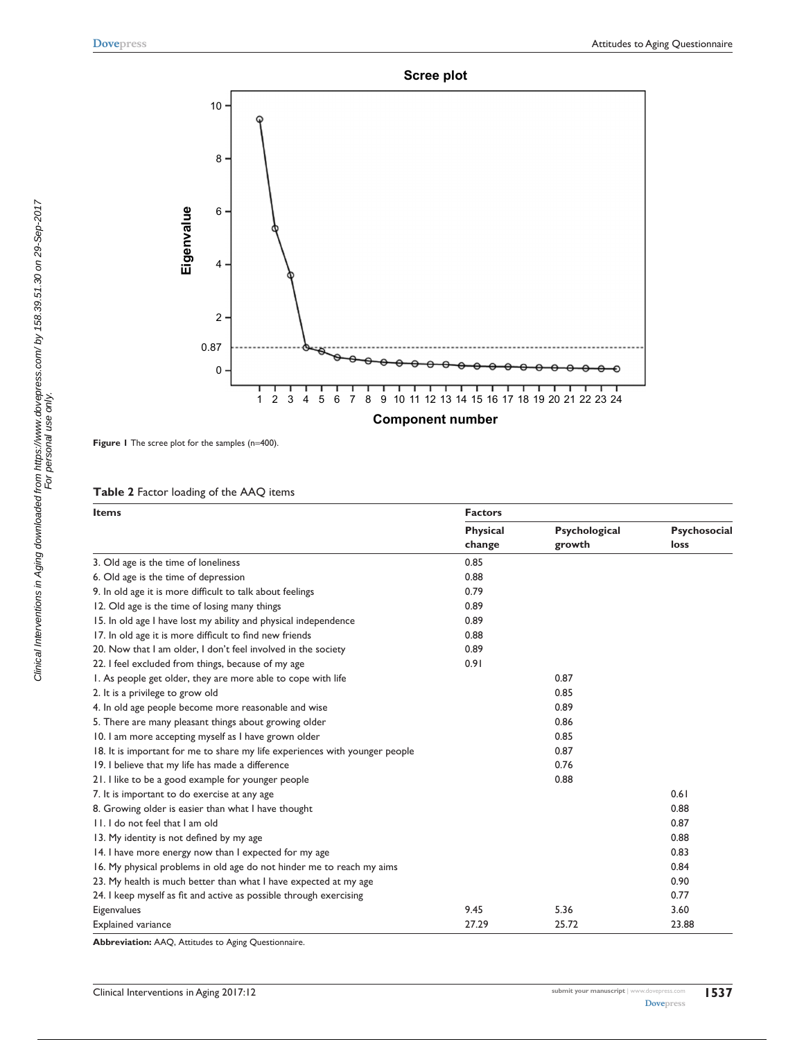Figure 1 The scree plot for the samples (n=400).

**Table 2** Factor loading of the AAQ items

| Items | Factors | | |
|---|---|---|---|
| | Physical change | Psychological growth | Psychosocial loss |
| 3. Old age is the time of loneliness | 0.85 | | |
| 6. Old age is the time of depression | 0.88 | | |
| 9. In old age it is more difficult to talk about feelings | 0.79 | | |
| 12. Old age is the time of losing many things | 0.89 | | |
| 15. In old age I have lost my ability and physical independence | 0.89 | | |
| 17. In old age it is more difficult to find new friends | 0.88 | | |
| 20. Now that I am older, I don't feel involved in the society | 0.89 | | |
| 22. I feel excluded from things, because of my age | 0.91 | | |
| 1. As people get older, they are more able to cope with life | | 0.87 | |
| 2. It is a privilege to grow old | | 0.85 | |
| 4. In old age people become more reasonable and wise | | 0.89 | |
| 5. There are many pleasant things about growing older | | 0.86 | |
| 10. I am more accepting myself as I have grown older | | 0.85 | |
| 18. It is important for me to share my life experiences with younger people | | 0.87 | |
| 19. I believe that my life has made a difference | | 0.76 | |
| 21. I like to be a good example for younger people | | 0.88 | |
| 7. It is important to do exercise at any age | | | 0.61 |
| 8. Growing older is easier than what I have thought | | | 0.88 |
| 11. I do not feel that I am old | | | 0.87 |
| 13. My identity is not defined by my age | | | 0.88 |
| 14. I have more energy now than I expected for my age | | | 0.83 |
| 16. My physical problems in old age do not hinder me to reach my aims | | | 0.84 |
| 23. My health is much better than what I have expected at my age | | | 0.90 |
| 24. I keep myself as fit and active as possible through exercising | | | 0.77 |
| Eigenvalues | 9.45 | 5.36 | 3.60 |
| Explained variance | 27.29 | 25.72 | 23.88 |

**Abbreviation:** AAQ, Attitudes to Aging Questionnaire.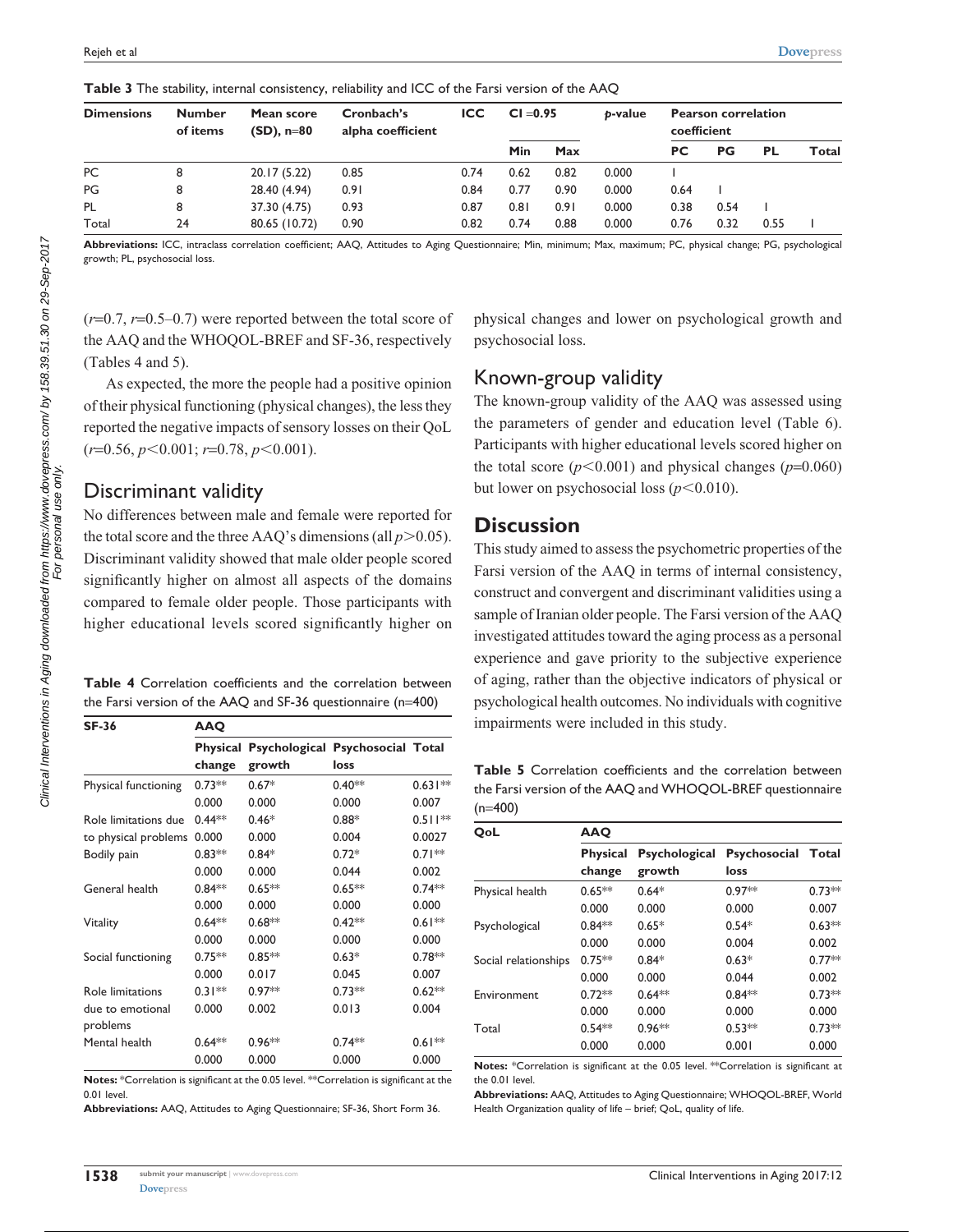**Table 3** The stability, internal consistency, reliability and ICC of the Farsi version of the AAQ

| Dimensions | Number of items | Mean score (SD), n=80 | Cronbach's alpha coefficient | ICC | CI =0.95 | | *p*-value | Pearson correlation coefficient | | | |
|---|---|---|---|---|---|---|---|---|---|---|---|
| | | | | | Min | Max | | PC | PG | PL | Total |
| PC | 8 | 20.17 (5.22) | 0.85 | 0.74 | 0.62 | 0.82 | 0.000 | 1 | | | |
| PG | 8 | 28.40 (4.94) | 0.91 | 0.84 | 0.77 | 0.90 | 0.000 | 0.64 | 1 | | |
| PL | 8 | 37.30 (4.75) | 0.93 | 0.87 | 0.81 | 0.91 | 0.000 | 0.38 | 0.54 | 1 | |
| Total | 24 | 80.65 (10.72) | 0.90 | 0.82 | 0.74 | 0.88 | 0.000 | 0.76 | 0.32 | 0.55 | 1 |

**Abbreviations:** ICC, intraclass correlation coefficient; AAQ, Attitudes to Aging Questionnaire; Min, minimum; Max, maximum; PC, physical change; PG, psychological growth; PL, psychosocial loss.

($r$=0.7, $r$=0.5–0.7) were reported between the total score of the AAQ and the WHOQOL-BREF and SF-36, respectively (Tables 4 and 5).

As expected, the more the people had a positive opinion of their physical functioning (physical changes), the less they reported the negative impacts of sensory losses on their QoL ($r$=0.56, $p<0.001$; $r$=0.78, $p<0.001$).

## Discriminant validity

No differences between male and female were reported for the total score and the three AAQ's dimensions (all $p>0.05$). Discriminant validity showed that male older people scored significantly higher on almost all aspects of the domains compared to female older people. Those participants with higher educational levels scored significantly higher on physical changes and lower on psychological growth and psychosocial loss.

**Table 4** Correlation coefficients and the correlation between the Farsi version of the AAQ and SF-36 questionnaire (n=400)

| SF-36 | AAQ | | | |
|---|---|---|---|---|
| | Physical change | Psychological growth | Psychosocial loss | Total |
| Physical functioning | 0.73** | 0.67* | 0.40** | 0.631** |
| | 0.000 | 0.000 | 0.000 | 0.007 |
| Role limitations due to physical problems | 0.44** | 0.46* | 0.88* | 0.511** |
| | 0.000 | 0.000 | 0.004 | 0.0027 |
| Bodily pain | 0.83** | 0.84* | 0.72* | 0.71** |
| | 0.000 | 0.000 | 0.044 | 0.002 |
| General health | 0.84** | 0.65** | 0.65** | 0.74** |
| | 0.000 | 0.000 | 0.000 | 0.000 |
| Vitality | 0.64** | 0.68** | 0.42** | 0.61** |
| | 0.000 | 0.000 | 0.000 | 0.000 |
| Social functioning | 0.75** | 0.85** | 0.63* | 0.78** |
| | 0.000 | 0.017 | 0.045 | 0.007 |
| Role limitations due to emotional problems | 0.31** | 0.97** | 0.73** | 0.62** |
| | 0.000 | 0.002 | 0.013 | 0.004 |
| Mental health | 0.64** | 0.96** | 0.74** | 0.61** |
| | 0.000 | 0.000 | 0.000 | 0.000 |

**Notes:** *Correlation is significant at the 0.05 level. **Correlation is significant at the 0.01 level.

**Abbreviations:** AAQ, Attitudes to Aging Questionnaire; SF-36, Short Form 36.

## Known-group validity

The known-group validity of the AAQ was assessed using the parameters of gender and education level (Table 6). Participants with higher educational levels scored higher on the total score ($p<0.001$) and physical changes ($p$=0.060) but lower on psychosocial loss ($p<0.010$).

# Discussion

This study aimed to assess the psychometric properties of the Farsi version of the AAQ in terms of internal consistency, construct and convergent and discriminant validities using a sample of Iranian older people. The Farsi version of the AAQ investigated attitudes toward the aging process as a personal experience and gave priority to the subjective experience of aging, rather than the objective indicators of physical or psychological health outcomes. No individuals with cognitive impairments were included in this study.

**Table 5** Correlation coefficients and the correlation between the Farsi version of the AAQ and WHOQOL-BREF questionnaire (n=400)

| QoL | AAQ | | | |
|---|---|---|---|---|
| | Physical change | Psychological growth | Psychosocial loss | Total |
| Physical health | 0.65** | 0.64* | 0.97** | 0.73** |
| | 0.000 | 0.000 | 0.000 | 0.007 |
| Psychological | 0.84** | 0.65* | 0.54* | 0.63** |
| | 0.000 | 0.000 | 0.004 | 0.002 |
| Social relationships | 0.75** | 0.84* | 0.63* | 0.77** |
| | 0.000 | 0.000 | 0.044 | 0.002 |
| Environment | 0.72** | 0.64** | 0.84** | 0.73** |
| | 0.000 | 0.000 | 0.000 | 0.000 |
| Total | 0.54** | 0.96** | 0.53** | 0.73** |
| | 0.000 | 0.000 | 0.001 | 0.000 |

**Notes:** *Correlation is significant at the 0.05 level. **Correlation is significant at the 0.01 level.

**Abbreviations:** AAQ, Attitudes to Aging Questionnaire; WHOQOL-BREF, World Health Organization quality of life – brief; QoL, quality of life.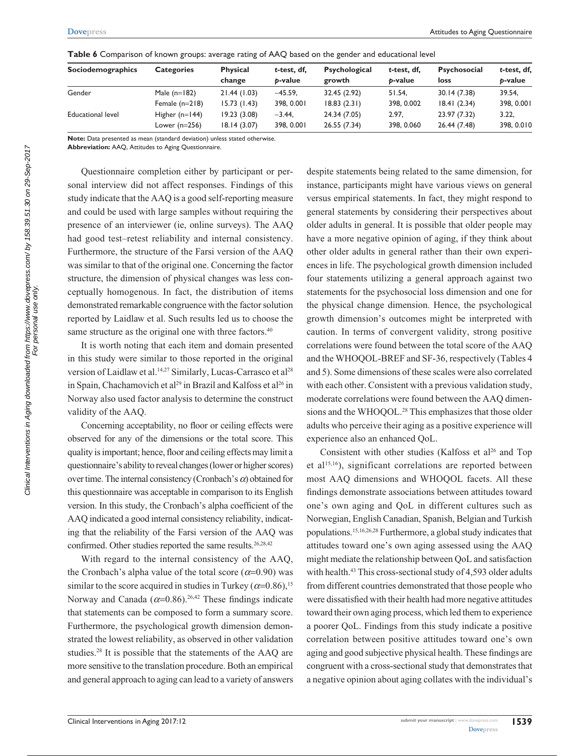**Table 6** Comparison of known groups: average rating of AAQ based on the gender and educational level

| Sociodemographics | Categories | Physical change | t-test, df, p-value | Psychological growth | t-test, df, p-value | Psychosocial loss | t-test, df, p-value |
|---|---|---|---|---|---|---|---|
| Gender | Male (n=182) | 21.44 (1.03) | −45.59, | 32.45 (2.92) | 51.54, | 30.14 (7.38) | 39.54, |
| | Female (n=218) | 15.73 (1.43) | 398, 0.001 | 18.83 (2.31) | 398, 0.002 | 18.41 (2.34) | 398, 0.001 |
| Educational level | Higher (n=144) | 19.23 (3.08) | −3.44, | 24.34 (7.05) | 2.97, | 23.97 (7.32) | 3.22, |
| | Lower (n=256) | 18.14 (3.07) | 398, 0.001 | 26.55 (7.34) | 398, 0.060 | 26.44 (7.48) | 398, 0.010 |

**Note:** Data presented as mean (standard deviation) unless stated otherwise.
**Abbreviation:** AAQ, Attitudes to Aging Questionnaire.

Questionnaire completion either by participant or personal interview did not affect responses. Findings of this study indicate that the AAQ is a good self-reporting measure and could be used with large samples without requiring the presence of an interviewer (ie, online surveys). The AAQ had good test–retest reliability and internal consistency. Furthermore, the structure of the Farsi version of the AAQ was similar to that of the original one. Concerning the factor structure, the dimension of physical changes was less conceptually homogenous. In fact, the distribution of items demonstrated remarkable congruence with the factor solution reported by Laidlaw et al. Such results led us to choose the same structure as the original one with three factors.[40]

It is worth noting that each item and domain presented in this study were similar to those reported in the original version of Laidlaw et al.[14,27] Similarly, Lucas-Carrasco et al[28] in Spain, Chachamovich et al[29] in Brazil and Kalfoss et al[26] in Norway also used factor analysis to determine the construct validity of the AAQ.

Concerning acceptability, no floor or ceiling effects were observed for any of the dimensions or the total score. This quality is important; hence, floor and ceiling effects may limit a questionnaire's ability to reveal changes (lower or higher scores) over time. The internal consistency (Cronbach's $\alpha$) obtained for this questionnaire was acceptable in comparison to its English version. In this study, the Cronbach's alpha coefficient of the AAQ indicated a good internal consistency reliability, indicating that the reliability of the Farsi version of the AAQ was confirmed. Other studies reported the same results.[26,28,42]

With regard to the internal consistency of the AAQ, the Cronbach's alpha value of the total score ($\alpha$=0.90) was similar to the score acquired in studies in Turkey ($\alpha$=0.86),[15] Norway and Canada ($\alpha$=0.86).[26,42] These findings indicate that statements can be composed to form a summary score. Furthermore, the psychological growth dimension demonstrated the lowest reliability, as observed in other validation studies.[28] It is possible that the statements of the AAQ are more sensitive to the translation procedure. Both an empirical and general approach to aging can lead to a variety of answers despite statements being related to the same dimension, for instance, participants might have various views on general versus empirical statements. In fact, they might respond to general statements by considering their perspectives about older adults in general. It is possible that older people may have a more negative opinion of aging, if they think about other older adults in general rather than their own experiences in life. The psychological growth dimension included four statements utilizing a general approach against two statements for the psychosocial loss dimension and one for the physical change dimension. Hence, the psychological growth dimension's outcomes might be interpreted with caution. In terms of convergent validity, strong positive correlations were found between the total score of the AAQ and the WHOQOL-BREF and SF-36, respectively (Tables 4 and 5). Some dimensions of these scales were also correlated with each other. Consistent with a previous validation study, moderate correlations were found between the AAQ dimensions and the WHOQOL.[28] This emphasizes that those older adults who perceive their aging as a positive experience will experience also an enhanced QoL.

Consistent with other studies (Kalfoss et al[26] and Top et al[15,16]), significant correlations are reported between most AAQ dimensions and WHOQOL facets. All these findings demonstrate associations between attitudes toward one's own aging and QoL in different cultures such as Norwegian, English Canadian, Spanish, Belgian and Turkish populations.[15,16,26,28] Furthermore, a global study indicates that attitudes toward one's own aging assessed using the AAQ might mediate the relationship between QoL and satisfaction with health.[43] This cross-sectional study of 4,593 older adults from different countries demonstrated that those people who were dissatisfied with their health had more negative attitudes toward their own aging process, which led them to experience a poorer QoL. Findings from this study indicate a positive correlation between positive attitudes toward one's own aging and good subjective physical health. These findings are congruent with a cross-sectional study that demonstrates that a negative opinion about aging collates with the individual's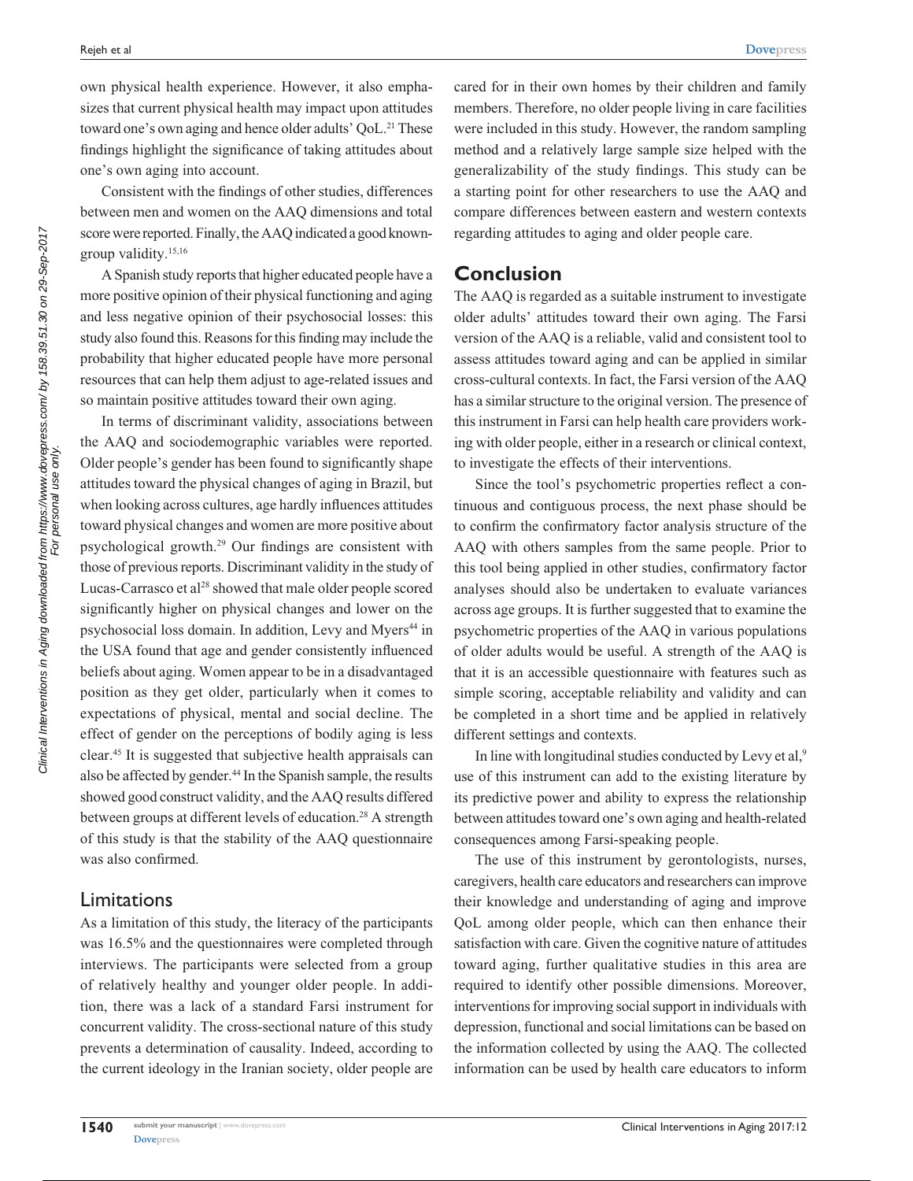own physical health experience. However, it also emphasizes that current physical health may impact upon attitudes toward one's own aging and hence older adults' QoL.[21] These findings highlight the significance of taking attitudes about one's own aging into account.

Consistent with the findings of other studies, differences between men and women on the AAQ dimensions and total score were reported. Finally, the AAQ indicated a good known-group validity.[15,16]

A Spanish study reports that higher educated people have a more positive opinion of their physical functioning and aging and less negative opinion of their psychosocial losses: this study also found this. Reasons for this finding may include the probability that higher educated people have more personal resources that can help them adjust to age-related issues and so maintain positive attitudes toward their own aging.

In terms of discriminant validity, associations between the AAQ and sociodemographic variables were reported. Older people's gender has been found to significantly shape attitudes toward the physical changes of aging in Brazil, but when looking across cultures, age hardly influences attitudes toward physical changes and women are more positive about psychological growth.[29] Our findings are consistent with those of previous reports. Discriminant validity in the study of Lucas-Carrasco et al[28] showed that male older people scored significantly higher on physical changes and lower on the psychosocial loss domain. In addition, Levy and Myers[44] in the USA found that age and gender consistently influenced beliefs about aging. Women appear to be in a disadvantaged position as they get older, particularly when it comes to expectations of physical, mental and social decline. The effect of gender on the perceptions of bodily aging is less clear.[45] It is suggested that subjective health appraisals can also be affected by gender.[44] In the Spanish sample, the results showed good construct validity, and the AAQ results differed between groups at different levels of education.[28] A strength of this study is that the stability of the AAQ questionnaire was also confirmed.

## Limitations

As a limitation of this study, the literacy of the participants was 16.5% and the questionnaires were completed through interviews. The participants were selected from a group of relatively healthy and younger older people. In addition, there was a lack of a standard Farsi instrument for concurrent validity. The cross-sectional nature of this study prevents a determination of causality. Indeed, according to the current ideology in the Iranian society, older people are cared for in their own homes by their children and family members. Therefore, no older people living in care facilities were included in this study. However, the random sampling method and a relatively large sample size helped with the generalizability of the study findings. This study can be a starting point for other researchers to use the AAQ and compare differences between eastern and western contexts regarding attitudes to aging and older people care.

## Conclusion

The AAQ is regarded as a suitable instrument to investigate older adults' attitudes toward their own aging. The Farsi version of the AAQ is a reliable, valid and consistent tool to assess attitudes toward aging and can be applied in similar cross-cultural contexts. In fact, the Farsi version of the AAQ has a similar structure to the original version. The presence of this instrument in Farsi can help health care providers working with older people, either in a research or clinical context, to investigate the effects of their interventions.

Since the tool's psychometric properties reflect a continuous and contiguous process, the next phase should be to confirm the confirmatory factor analysis structure of the AAQ with others samples from the same people. Prior to this tool being applied in other studies, confirmatory factor analyses should also be undertaken to evaluate variances across age groups. It is further suggested that to examine the psychometric properties of the AAQ in various populations of older adults would be useful. A strength of the AAQ is that it is an accessible questionnaire with features such as simple scoring, acceptable reliability and validity and can be completed in a short time and be applied in relatively different settings and contexts.

In line with longitudinal studies conducted by Levy et al,[9] use of this instrument can add to the existing literature by its predictive power and ability to express the relationship between attitudes toward one's own aging and health-related consequences among Farsi-speaking people.

The use of this instrument by gerontologists, nurses, caregivers, health care educators and researchers can improve their knowledge and understanding of aging and improve QoL among older people, which can then enhance their satisfaction with care. Given the cognitive nature of attitudes toward aging, further qualitative studies in this area are required to identify other possible dimensions. Moreover, interventions for improving social support in individuals with depression, functional and social limitations can be based on the information collected by using the AAQ. The collected information can be used by health care educators to inform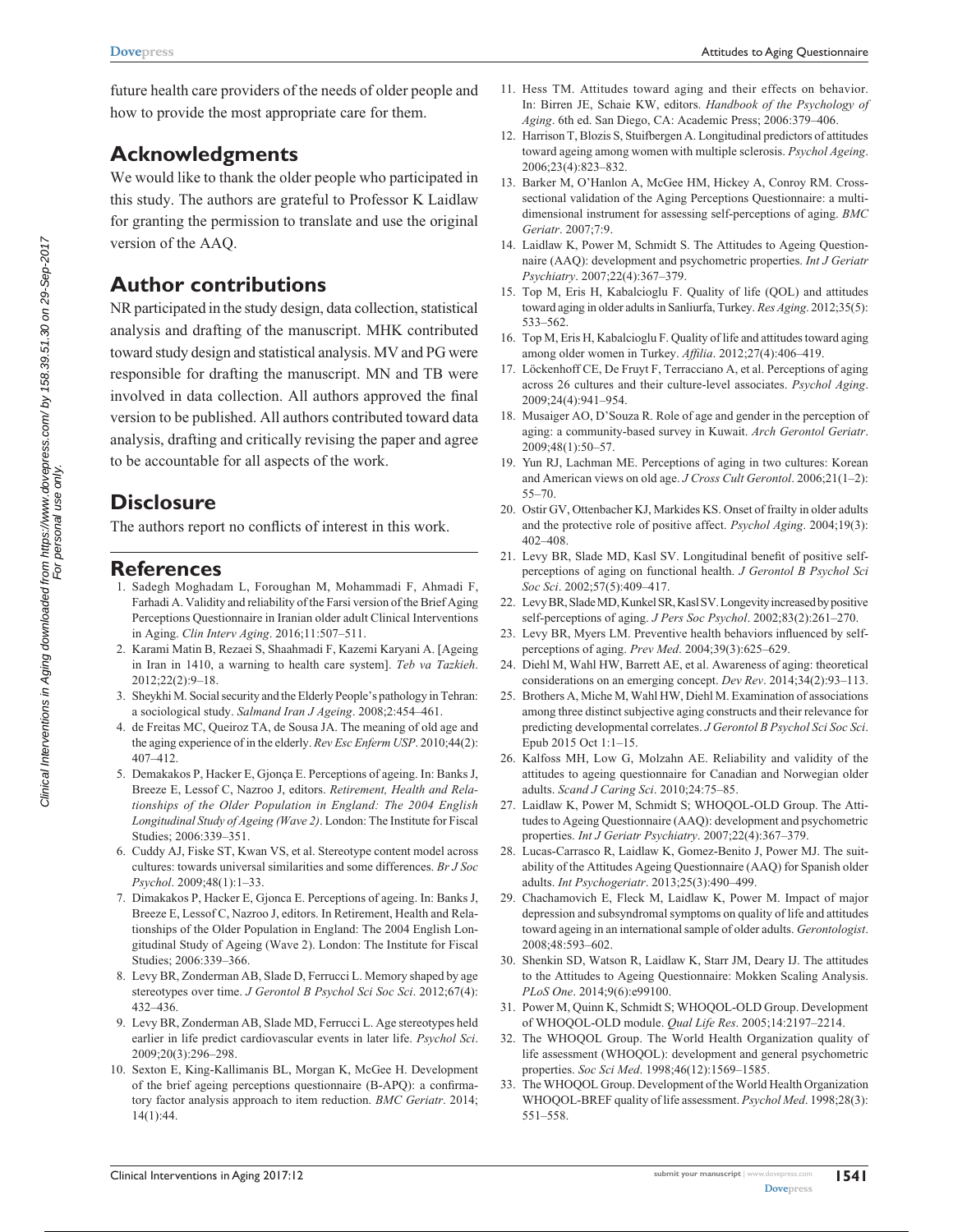future health care providers of the needs of older people and how to provide the most appropriate care for them.

## Acknowledgments

We would like to thank the older people who participated in this study. The authors are grateful to Professor K Laidlaw for granting the permission to translate and use the original version of the AAQ.

## Author contributions

NR participated in the study design, data collection, statistical analysis and drafting of the manuscript. MHK contributed toward study design and statistical analysis. MV and PG were responsible for drafting the manuscript. MN and TB were involved in data collection. All authors approved the final version to be published. All authors contributed toward data analysis, drafting and critically revising the paper and agree to be accountable for all aspects of the work.

## Disclosure

The authors report no conflicts of interest in this work.

## References

1. Sadegh Moghadam L, Foroughan M, Mohammadi F, Ahmadi F, Farhadi A. Validity and reliability of the Farsi version of the Brief Aging Perceptions Questionnaire in Iranian older adult Clinical Interventions in Aging. *Clin Interv Aging*. 2016;11:507–511.
2. Karami Matin B, Rezaei S, Shaahmadi F, Kazemi Karyani A. [Ageing in Iran in 1410, a warning to health care system]. *Teb va Tazkieh*. 2012;22(2):9–18.
3. Sheykhi M. Social security and the Elderly People's pathology in Tehran: a sociological study. *Salmand Iran J Ageing*. 2008;2:454–461.
4. de Freitas MC, Queiroz TA, de Sousa JA. The meaning of old age and the aging experience of in the elderly. *Rev Esc Enferm USP*. 2010;44(2): 407–412.
5. Demakakos P, Hacker E, Gjonça E. Perceptions of ageing. In: Banks J, Breeze E, Lessof C, Nazroo J, editors. *Retirement, Health and Relationships of the Older Population in England: The 2004 English Longitudinal Study of Ageing (Wave 2)*. London: The Institute for Fiscal Studies; 2006:339–351.
6. Cuddy AJ, Fiske ST, Kwan VS, et al. Stereotype content model across cultures: towards universal similarities and some differences. *Br J Soc Psychol*. 2009;48(1):1–33.
7. Dimakakos P, Hacker E, Gjonca E. Perceptions of ageing. In Banks J, Breeze E, Lessof C, Nazroo J, editors. In Retirement, Health and Relationships of the Older Population in England: The 2004 English Longitudinal Study of Ageing (Wave 2). London: The Institute for Fiscal Studies; 2006:339–366.
8. Levy BR, Zonderman AB, Slade D, Ferrucci L. Memory shaped by age stereotypes over time. *J Gerontol B Psychol Sci Soc Sci*. 2012;67(4): 432–436.
9. Levy BR, Zonderman AB, Slade MD, Ferrucci L. Age stereotypes held earlier in life predict cardiovascular events in later life. *Psychol Sci*. 2009;20(3):296–298.
10. Sexton E, King-Kallimanis BL, Morgan K, McGee H. Development of the brief ageing perceptions questionnaire (B-APQ): a confirmatory factor analysis approach to item reduction. *BMC Geriatr*. 2014; 14(1):44.
11. Hess TM. Attitudes toward aging and their effects on behavior. In: Birren JE, Schaie KW, editors. *Handbook of the Psychology of Aging*. 6th ed. San Diego, CA: Academic Press; 2006:379–406.
12. Harrison T, Blozis S, Stuifbergen A. Longitudinal predictors of attitudes toward ageing among women with multiple sclerosis. *Psychol Ageing*. 2006;23(4):823–832.
13. Barker M, O'Hanlon A, McGee HM, Hickey A, Conroy RM. Cross-sectional validation of the Aging Perceptions Questionnaire: a multidimensional instrument for assessing self-perceptions of aging. *BMC Geriatr*. 2007;7:9.
14. Laidlaw K, Power M, Schmidt S. The Attitudes to Ageing Questionnaire (AAQ): development and psychometric properties. *Int J Geriatr Psychiatry*. 2007;22(4):367–379.
15. Top M, Eris H, Kabalcioglu F. Quality of life (QOL) and attitudes toward aging in older adults in Sanliurfa, Turkey. *Res Aging*. 2012;35(5): 533–562.
16. Top M, Eris H, Kabalcioglu F. Quality of life and attitudes toward aging among older women in Turkey. *Affilia*. 2012;27(4):406–419.
17. Löckenhoff CE, De Fruyt F, Terracciano A, et al. Perceptions of aging across 26 cultures and their culture-level associates. *Psychol Aging*. 2009;24(4):941–954.
18. Musaiger AO, D'Souza R. Role of age and gender in the perception of aging: a community-based survey in Kuwait. *Arch Gerontol Geriatr*. 2009;48(1):50–57.
19. Yun RJ, Lachman ME. Perceptions of aging in two cultures: Korean and American views on old age. *J Cross Cult Gerontol*. 2006;21(1–2): 55–70.
20. Ostir GV, Ottenbacher KJ, Markides KS. Onset of frailty in older adults and the protective role of positive affect. *Psychol Aging*. 2004;19(3): 402–408.
21. Levy BR, Slade MD, Kasl SV. Longitudinal benefit of positive self-perceptions of aging on functional health. *J Gerontol B Psychol Sci Soc Sci*. 2002;57(5):409–417.
22. Levy BR, Slade MD, Kunkel SR, Kasl SV. Longevity increased by positive self-perceptions of aging. *J Pers Soc Psychol*. 2002;83(2):261–270.
23. Levy BR, Myers LM. Preventive health behaviors influenced by self-perceptions of aging. *Prev Med*. 2004;39(3):625–629.
24. Diehl M, Wahl HW, Barrett AE, et al. Awareness of aging: theoretical considerations on an emerging concept. *Dev Rev*. 2014;34(2):93–113.
25. Brothers A, Miche M, Wahl HW, Diehl M. Examination of associations among three distinct subjective aging constructs and their relevance for predicting developmental correlates. *J Gerontol B Psychol Sci Soc Sci*. Epub 2015 Oct 1:1–15.
26. Kalfoss MH, Low G, Molzahn AE. Reliability and validity of the attitudes to ageing questionnaire for Canadian and Norwegian older adults. *Scand J Caring Sci*. 2010;24:75–85.
27. Laidlaw K, Power M, Schmidt S; WHOQOL-OLD Group. The Attitudes to Ageing Questionnaire (AAQ): development and psychometric properties. *Int J Geriatr Psychiatry*. 2007;22(4):367–379.
28. Lucas-Carrasco R, Laidlaw K, Gomez-Benito J, Power MJ. The suitability of the Attitudes Ageing Questionnaire (AAQ) for Spanish older adults. *Int Psychogeriatr*. 2013;25(3):490–499.
29. Chachamovich E, Fleck M, Laidlaw K, Power M. Impact of major depression and subsyndromal symptoms on quality of life and attitudes toward ageing in an international sample of older adults. *Gerontologist*. 2008;48:593–602.
30. Shenkin SD, Watson R, Laidlaw K, Starr JM, Deary IJ. The attitudes to the Attitudes to Ageing Questionnaire: Mokken Scaling Analysis. *PLoS One*. 2014;9(6):e99100.
31. Power M, Quinn K, Schmidt S; WHOQOL-OLD Group. Development of WHOQOL-OLD module. *Qual Life Res*. 2005;14:2197–2214.
32. The WHOQOL Group. The World Health Organization quality of life assessment (WHOQOL): development and general psychometric properties. *Soc Sci Med*. 1998;46(12):1569–1585.
33. The WHOQOL Group. Development of the World Health Organization WHOQOL-BREF quality of life assessment. *Psychol Med*. 1998;28(3): 551–558.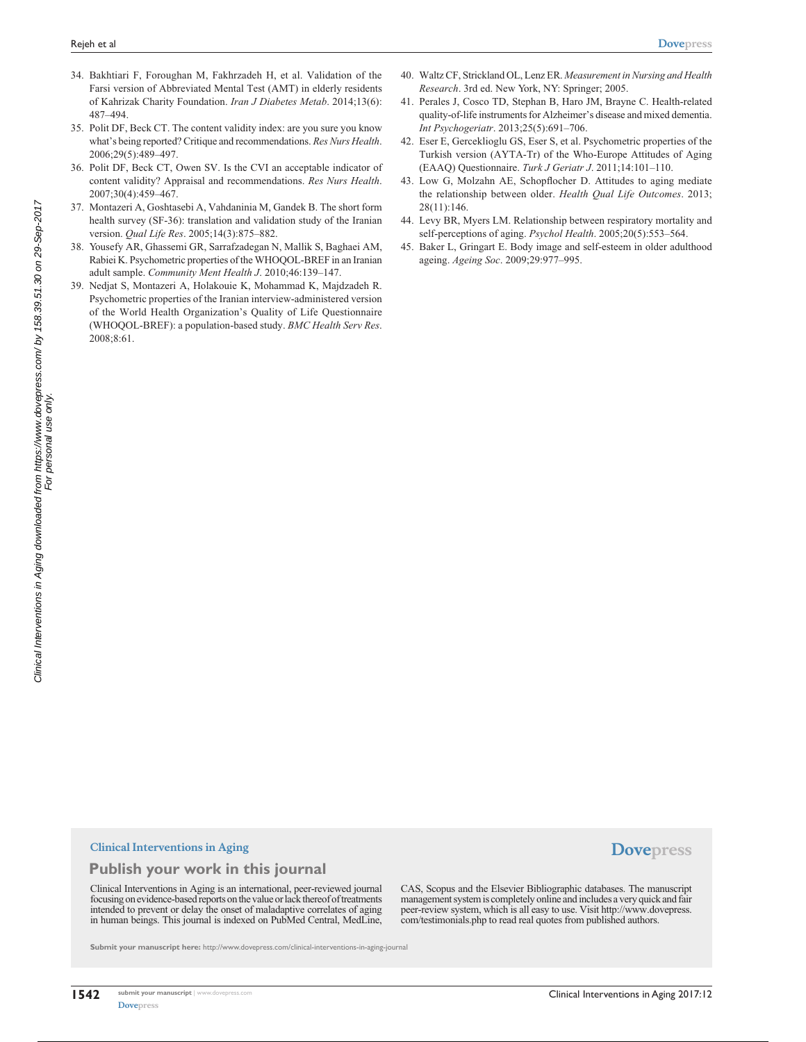34. Bakhtiari F, Foroughan M, Fakhrzadeh H, et al. Validation of the Farsi version of Abbreviated Mental Test (AMT) in elderly residents of Kahrizak Charity Foundation. *Iran J Diabetes Metab*. 2014;13(6): 487–494.
35. Polit DF, Beck CT. The content validity index: are you sure you know what's being reported? Critique and recommendations. *Res Nurs Health*. 2006;29(5):489–497.
36. Polit DF, Beck CT, Owen SV. Is the CVI an acceptable indicator of content validity? Appraisal and recommendations. *Res Nurs Health*. 2007;30(4):459–467.
37. Montazeri A, Goshtasebi A, Vahdaninia M, Gandek B. The short form health survey (SF-36): translation and validation study of the Iranian version. *Qual Life Res*. 2005;14(3):875–882.
38. Yousefy AR, Ghassemi GR, Sarrafzadegan N, Mallik S, Baghaei AM, Rabiei K. Psychometric properties of the WHOQOL-BREF in an Iranian adult sample. *Community Ment Health J*. 2010;46:139–147.
39. Nedjat S, Montazeri A, Holakouie K, Mohammad K, Majdzadeh R. Psychometric properties of the Iranian interview-administered version of the World Health Organization's Quality of Life Questionnaire (WHOQOL-BREF): a population-based study. *BMC Health Serv Res*. 2008;8:61.
40. Waltz CF, Strickland OL, Lenz ER. *Measurement in Nursing and Health Research*. 3rd ed. New York, NY: Springer; 2005.
41. Perales J, Cosco TD, Stephan B, Haro JM, Brayne C. Health-related quality-of-life instruments for Alzheimer's disease and mixed dementia. *Int Psychogeriatr*. 2013;25(5):691–706.
42. Eser E, Gerceklioglu GS, Eser S, et al. Psychometric properties of the Turkish version (AYTA-Tr) of the Who-Europe Attitudes of Aging (EAAQ) Questionnaire. *Turk J Geriatr J*. 2011;14:101–110.
43. Low G, Molzahn AE, Schopflocher D. Attitudes to aging mediate the relationship between older. *Health Qual Life Outcomes*. 2013; 28(11):146.
44. Levy BR, Myers LM. Relationship between respiratory mortality and self-perceptions of aging. *Psychol Health*. 2005;20(5):553–564.
45. Baker L, Gringart E. Body image and self-esteem in older adulthood ageing. *Ageing Soc*. 2009;29:977–995.

**Clinical Interventions in Aging**

**Publish your work in this journal**

Clinical Interventions in Aging is an international, peer-reviewed journal focusing on evidence-based reports on the value or lack thereof of treatments intended to prevent or delay the onset of maladaptive correlates of aging in human beings. This journal is indexed on PubMed Central, MedLine, CAS, Scopus and the Elsevier Bibliographic databases. The manuscript management system is completely online and includes a very quick and fair peer-review system, which is all easy to use. Visit http://www.dovepress.com/testimonials.php to read real quotes from published authors.

**Submit your manuscript here:** http://www.dovepress.com/clinical-interventions-in-aging-journal